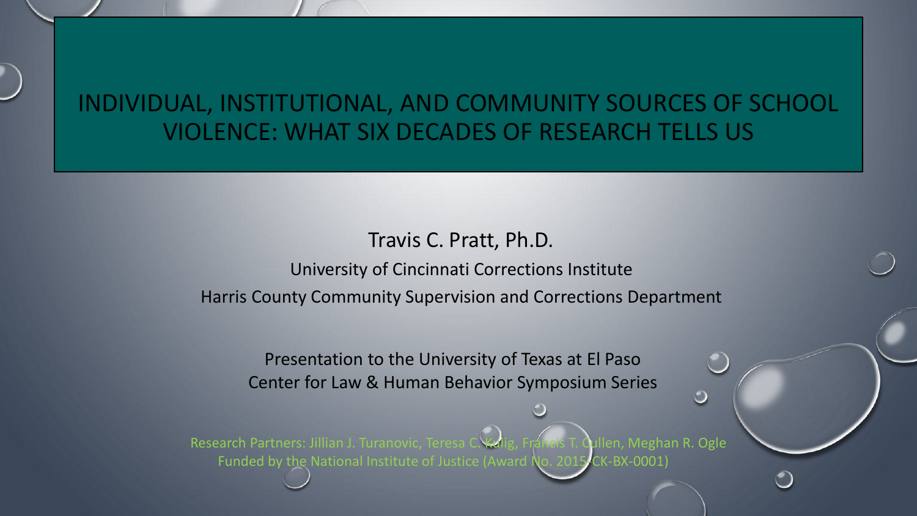# INDIVIDUAL, INSTITUTIONAL, AND COMMUNITY SOURCES OF SCHOOL VIOLENCE: WHAT SIX DECADES OF RESEARCH TELLS US

Travis C. Pratt, Ph.D.

University of Cincinnati Corrections Institute

Harris County Community Supervision and Corrections Department

Presentation to the University of Texas at El Paso
Center for Law & Human Behavior Symposium Series

Research Partners: Jillian J. Turanovic, Teresa C. Kulig, Francis T. Cullen, Meghan R. Ogle
Funded by the National Institute of Justice (Award No. 2015-CK-BX-0001)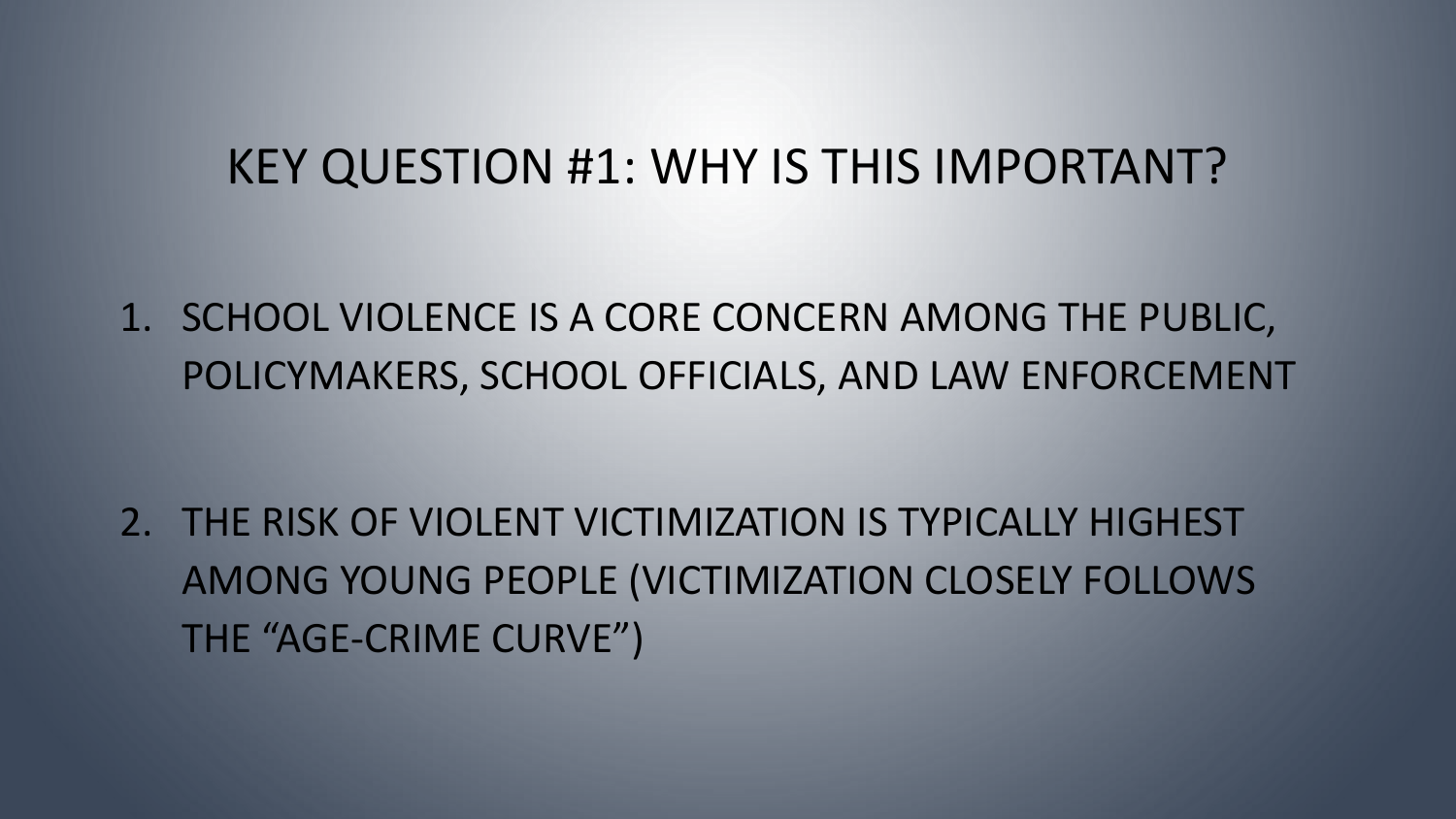# KEY QUESTION #1: WHY IS THIS IMPORTANT?

1. SCHOOL VIOLENCE IS A CORE CONCERN AMONG THE PUBLIC, POLICYMAKERS, SCHOOL OFFICIALS, AND LAW ENFORCEMENT

2. THE RISK OF VIOLENT VICTIMIZATION IS TYPICALLY HIGHEST AMONG YOUNG PEOPLE (VICTIMIZATION CLOSELY FOLLOWS THE "AGE-CRIME CURVE")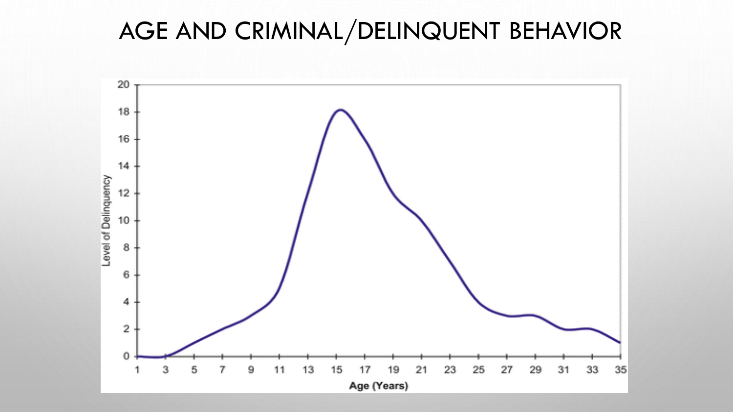# AGE AND CRIMINAL/DELINQUENT BEHAVIOR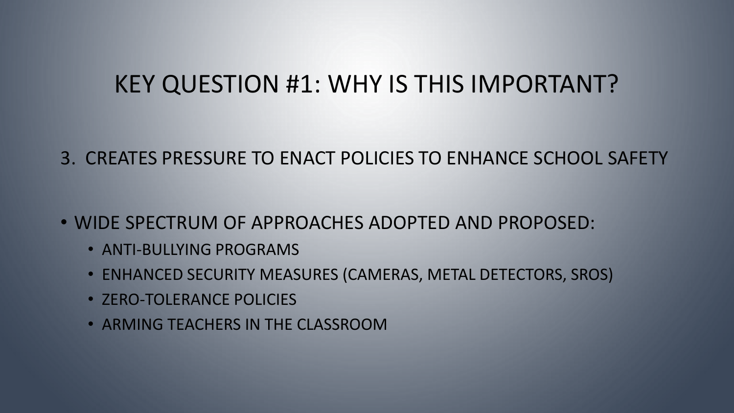# KEY QUESTION #1: WHY IS THIS IMPORTANT?

3. CREATES PRESSURE TO ENACT POLICIES TO ENHANCE SCHOOL SAFETY

- WIDE SPECTRUM OF APPROACHES ADOPTED AND PROPOSED:
  - ANTI-BULLYING PROGRAMS
  - ENHANCED SECURITY MEASURES (CAMERAS, METAL DETECTORS, SROS)
  - ZERO-TOLERANCE POLICIES
  - ARMING TEACHERS IN THE CLASSROOM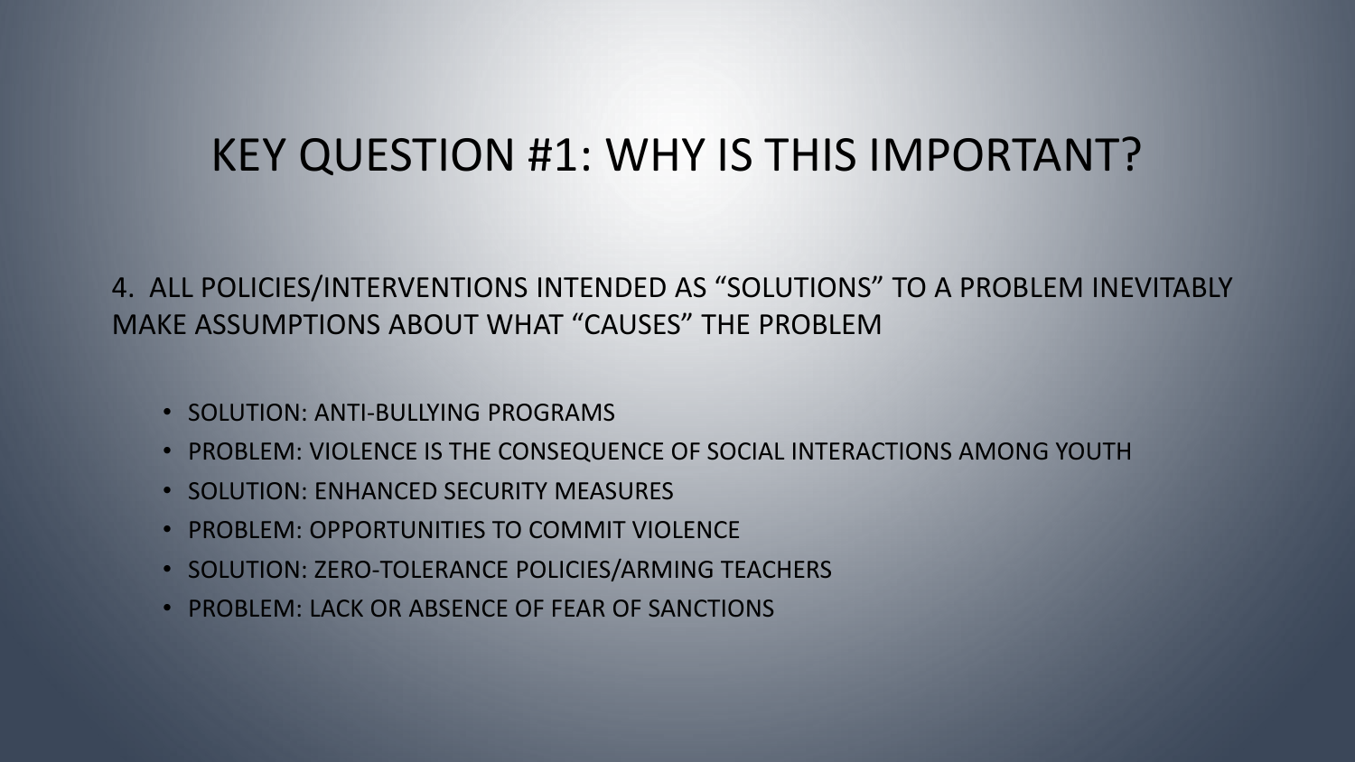# KEY QUESTION #1: WHY IS THIS IMPORTANT?

4. ALL POLICIES/INTERVENTIONS INTENDED AS “SOLUTIONS” TO A PROBLEM INEVITABLY MAKE ASSUMPTIONS ABOUT WHAT “CAUSES” THE PROBLEM

- SOLUTION: ANTI-BULLYING PROGRAMS
- PROBLEM: VIOLENCE IS THE CONSEQUENCE OF SOCIAL INTERACTIONS AMONG YOUTH
- SOLUTION: ENHANCED SECURITY MEASURES
- PROBLEM: OPPORTUNITIES TO COMMIT VIOLENCE
- SOLUTION: ZERO-TOLERANCE POLICIES/ARMING TEACHERS
- PROBLEM: LACK OR ABSENCE OF FEAR OF SANCTIONS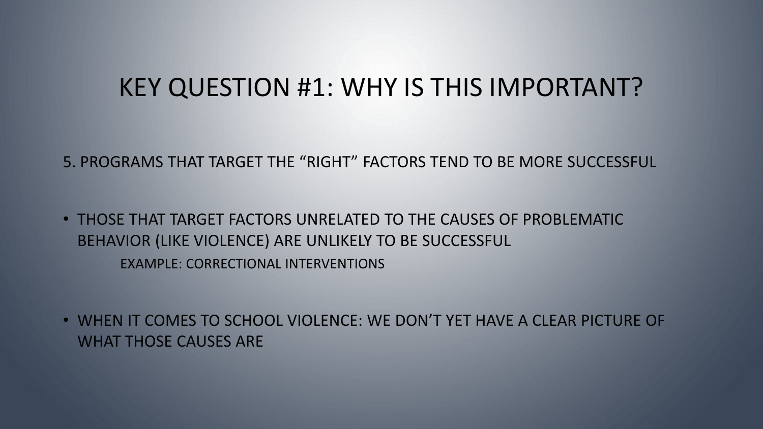# KEY QUESTION #1: WHY IS THIS IMPORTANT?

5. PROGRAMS THAT TARGET THE "RIGHT" FACTORS TEND TO BE MORE SUCCESSFUL

- THOSE THAT TARGET FACTORS UNRELATED TO THE CAUSES OF PROBLEMATIC BEHAVIOR (LIKE VIOLENCE) ARE UNLIKELY TO BE SUCCESSFUL
  - EXAMPLE: CORRECTIONAL INTERVENTIONS

- WHEN IT COMES TO SCHOOL VIOLENCE: WE DON'T YET HAVE A CLEAR PICTURE OF WHAT THOSE CAUSES ARE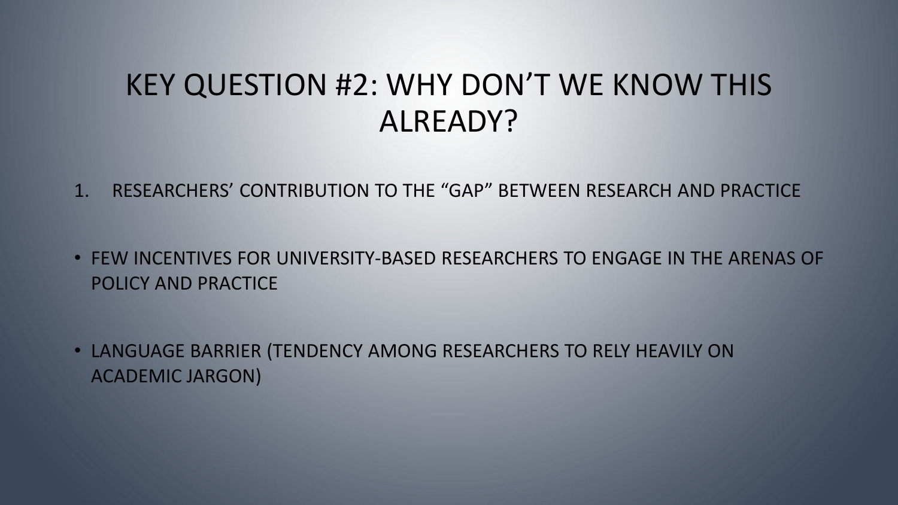# KEY QUESTION #2: WHY DON'T WE KNOW THIS ALREADY?

1. RESEARCHERS' CONTRIBUTION TO THE "GAP" BETWEEN RESEARCH AND PRACTICE

- FEW INCENTIVES FOR UNIVERSITY-BASED RESEARCHERS TO ENGAGE IN THE ARENAS OF POLICY AND PRACTICE

- LANGUAGE BARRIER (TENDENCY AMONG RESEARCHERS TO RELY HEAVILY ON ACADEMIC JARGON)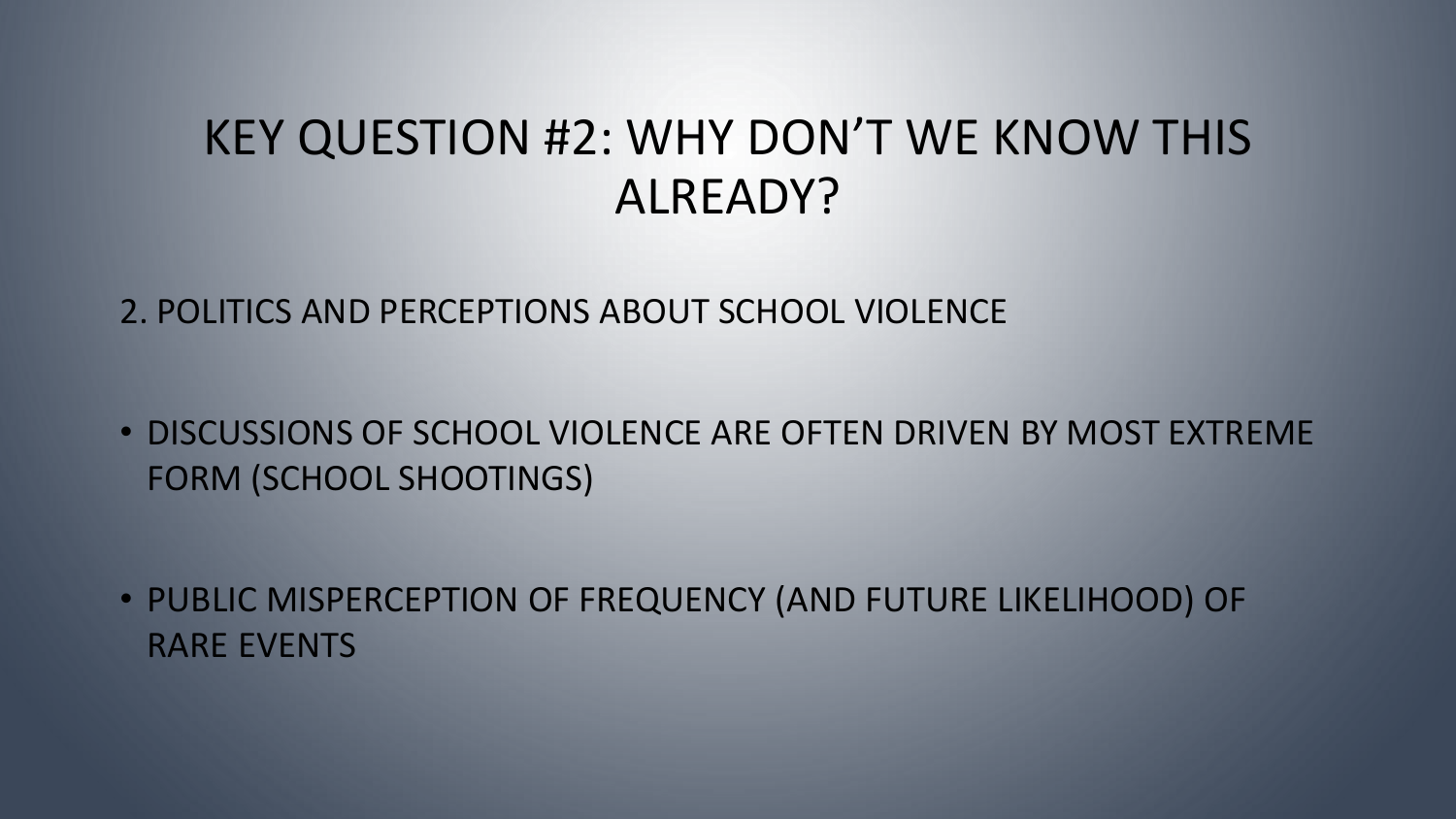# KEY QUESTION #2: WHY DON'T WE KNOW THIS ALREADY?

2. POLITICS AND PERCEPTIONS ABOUT SCHOOL VIOLENCE

- DISCUSSIONS OF SCHOOL VIOLENCE ARE OFTEN DRIVEN BY MOST EXTREME FORM (SCHOOL SHOOTINGS)
- PUBLIC MISPERCEPTION OF FREQUENCY (AND FUTURE LIKELIHOOD) OF RARE EVENTS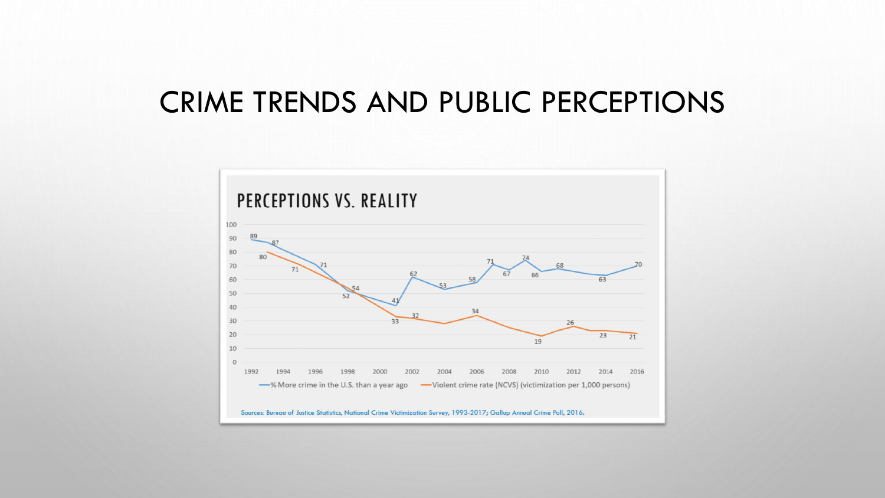# CRIME TRENDS AND PUBLIC PERCEPTIONS

## PERCEPTIONS VS. REALITY

—% More crime in the U.S. than a year ago —Violent crime rate (NCVS) (victimization per 1,000 persons)

Sources: Bureau of Justice Statistics, National Crime Victimization Survey, 1993-2017; Gallup Annual Crime Poll, 2016.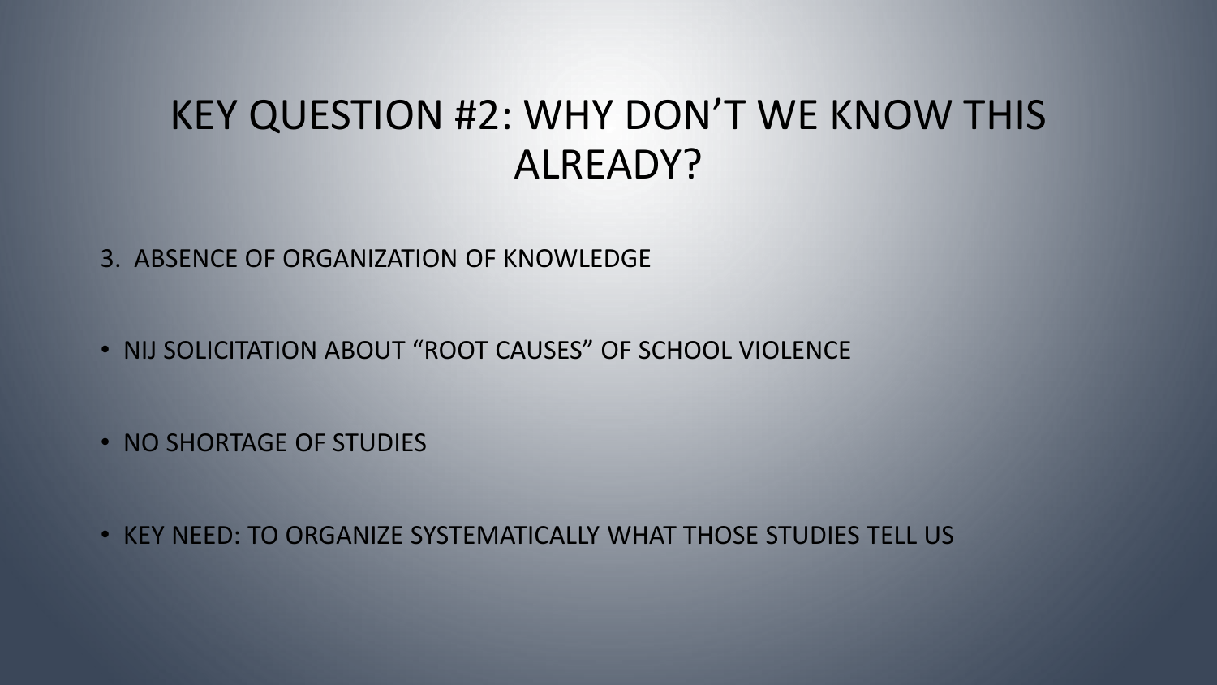# KEY QUESTION #2: WHY DON'T WE KNOW THIS ALREADY?

3. ABSENCE OF ORGANIZATION OF KNOWLEDGE

- NIJ SOLICITATION ABOUT "ROOT CAUSES" OF SCHOOL VIOLENCE
- NO SHORTAGE OF STUDIES
- KEY NEED: TO ORGANIZE SYSTEMATICALLY WHAT THOSE STUDIES TELL US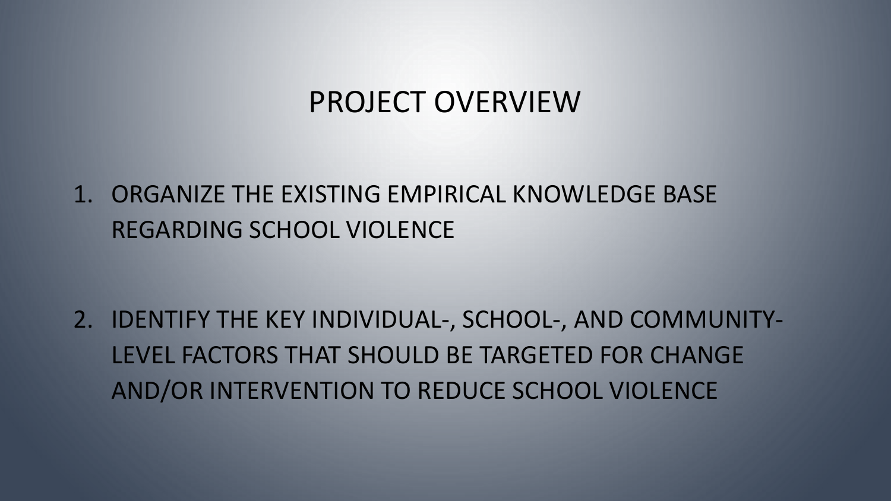# PROJECT OVERVIEW

1. ORGANIZE THE EXISTING EMPIRICAL KNOWLEDGE BASE REGARDING SCHOOL VIOLENCE

2. IDENTIFY THE KEY INDIVIDUAL-, SCHOOL-, AND COMMUNITY-LEVEL FACTORS THAT SHOULD BE TARGETED FOR CHANGE AND/OR INTERVENTION TO REDUCE SCHOOL VIOLENCE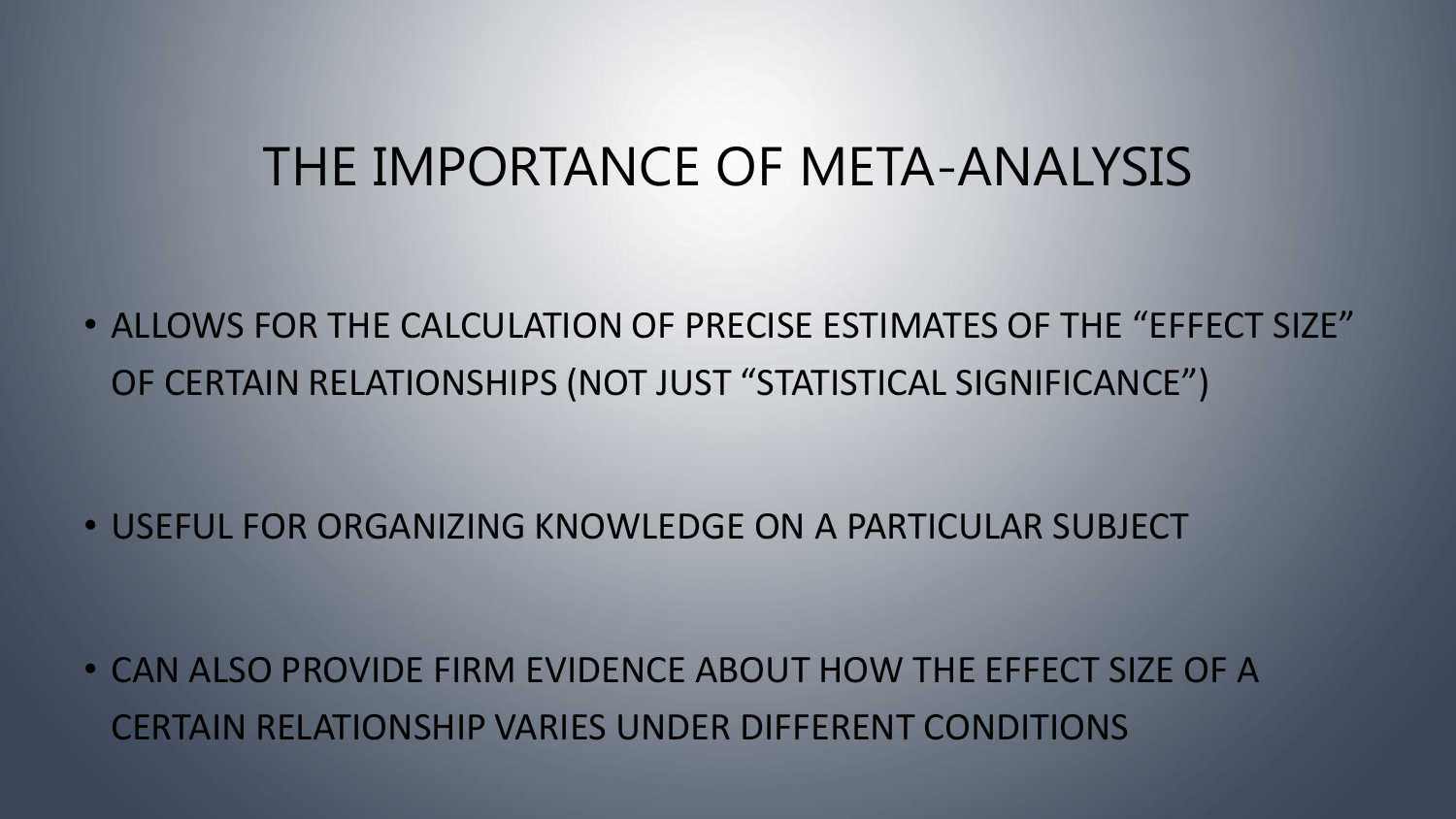# THE IMPORTANCE OF META-ANALYSIS

- ALLOWS FOR THE CALCULATION OF PRECISE ESTIMATES OF THE “EFFECT SIZE” OF CERTAIN RELATIONSHIPS (NOT JUST “STATISTICAL SIGNIFICANCE”)
- USEFUL FOR ORGANIZING KNOWLEDGE ON A PARTICULAR SUBJECT
- CAN ALSO PROVIDE FIRM EVIDENCE ABOUT HOW THE EFFECT SIZE OF A CERTAIN RELATIONSHIP VARIES UNDER DIFFERENT CONDITIONS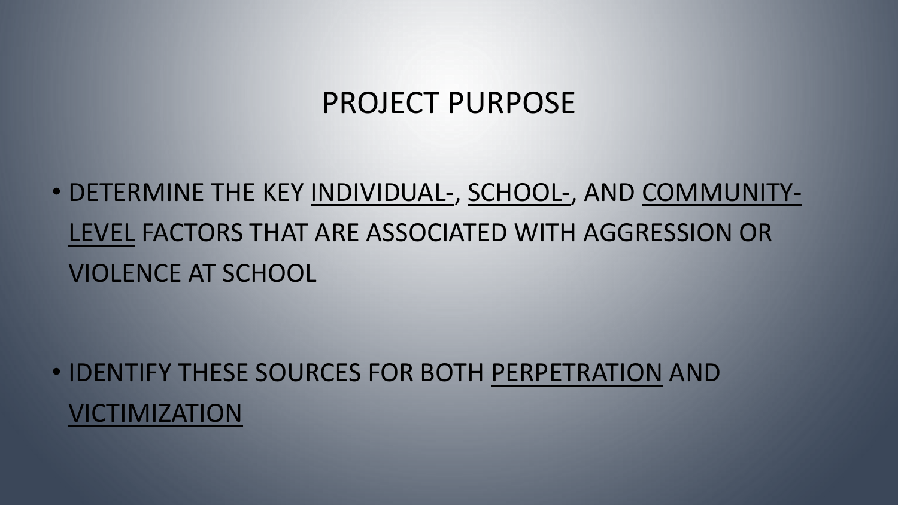# PROJECT PURPOSE

- DETERMINE THE KEY <u>INDIVIDUAL-</u>, <u>SCHOOL-</u>, AND <u>COMMUNITY-LEVEL</u> FACTORS THAT ARE ASSOCIATED WITH AGGRESSION OR VIOLENCE AT SCHOOL

- IDENTIFY THESE SOURCES FOR BOTH <u>PERPETRATION</u> AND <u>VICTIMIZATION</u>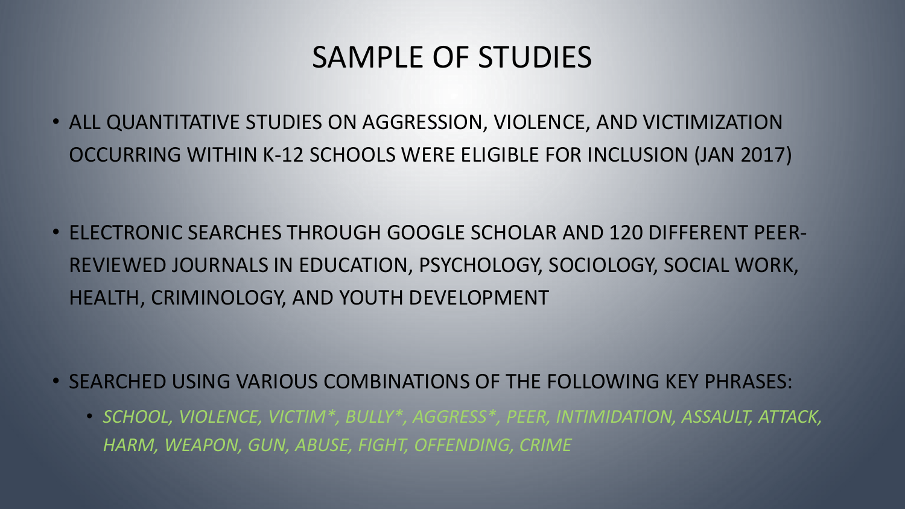# SAMPLE OF STUDIES

- ALL QUANTITATIVE STUDIES ON AGGRESSION, VIOLENCE, AND VICTIMIZATION OCCURRING WITHIN K-12 SCHOOLS WERE ELIGIBLE FOR INCLUSION (JAN 2017)
- ELECTRONIC SEARCHES THROUGH GOOGLE SCHOLAR AND 120 DIFFERENT PEER-REVIEWED JOURNALS IN EDUCATION, PSYCHOLOGY, SOCIOLOGY, SOCIAL WORK, HEALTH, CRIMINOLOGY, AND YOUTH DEVELOPMENT
- SEARCHED USING VARIOUS COMBINATIONS OF THE FOLLOWING KEY PHRASES:
  - *SCHOOL, VIOLENCE, VICTIM*, BULLY*, AGGRESS*, PEER, INTIMIDATION, ASSAULT, ATTACK, HARM, WEAPON, GUN, ABUSE, FIGHT, OFFENDING, CRIME*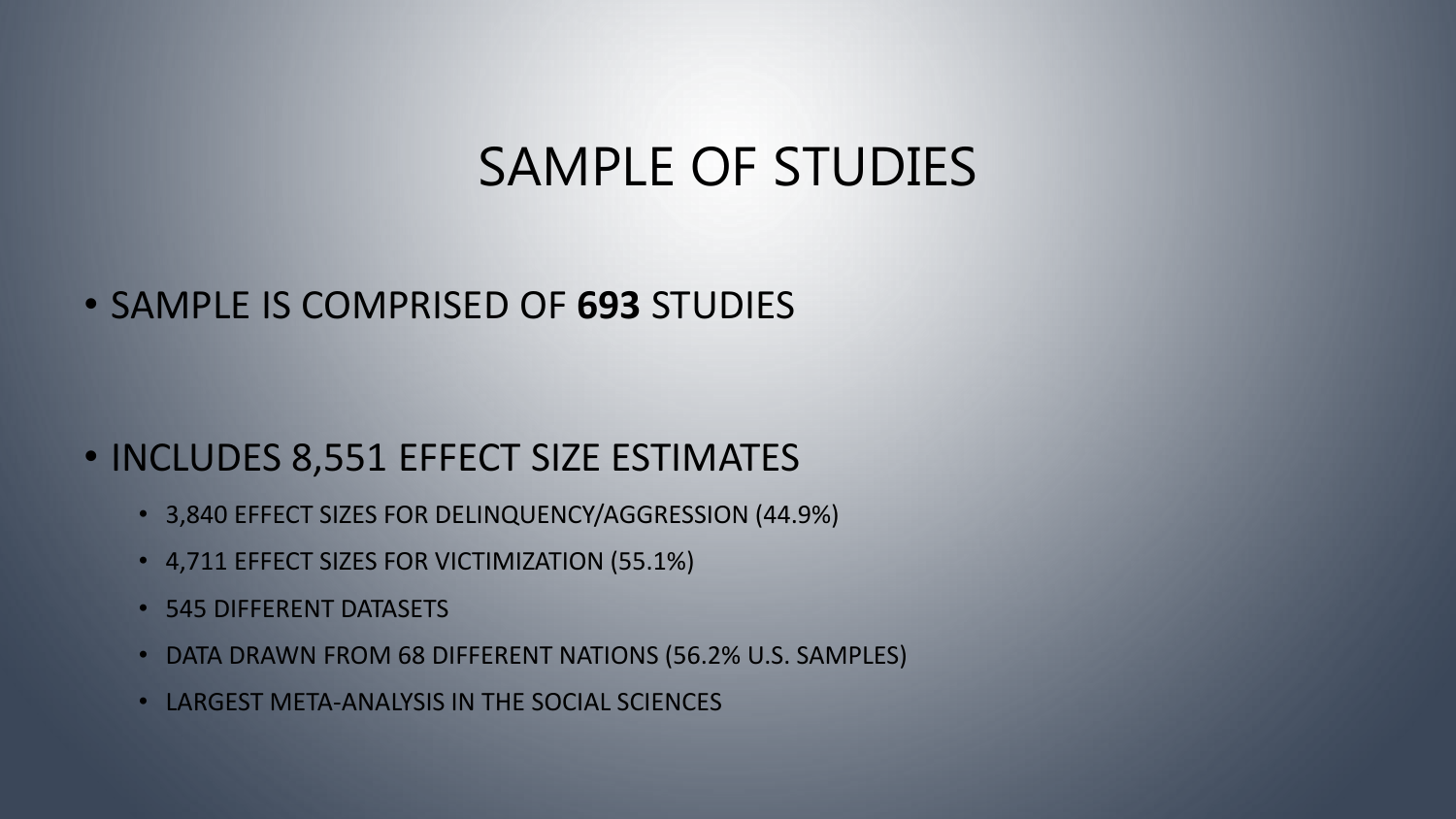# SAMPLE OF STUDIES

- SAMPLE IS COMPRISED OF **693** STUDIES

- INCLUDES 8,551 EFFECT SIZE ESTIMATES
  - 3,840 EFFECT SIZES FOR DELINQUENCY/AGGRESSION (44.9%)
  - 4,711 EFFECT SIZES FOR VICTIMIZATION (55.1%)
  - 545 DIFFERENT DATASETS
  - DATA DRAWN FROM 68 DIFFERENT NATIONS (56.2% U.S. SAMPLES)
  - LARGEST META-ANALYSIS IN THE SOCIAL SCIENCES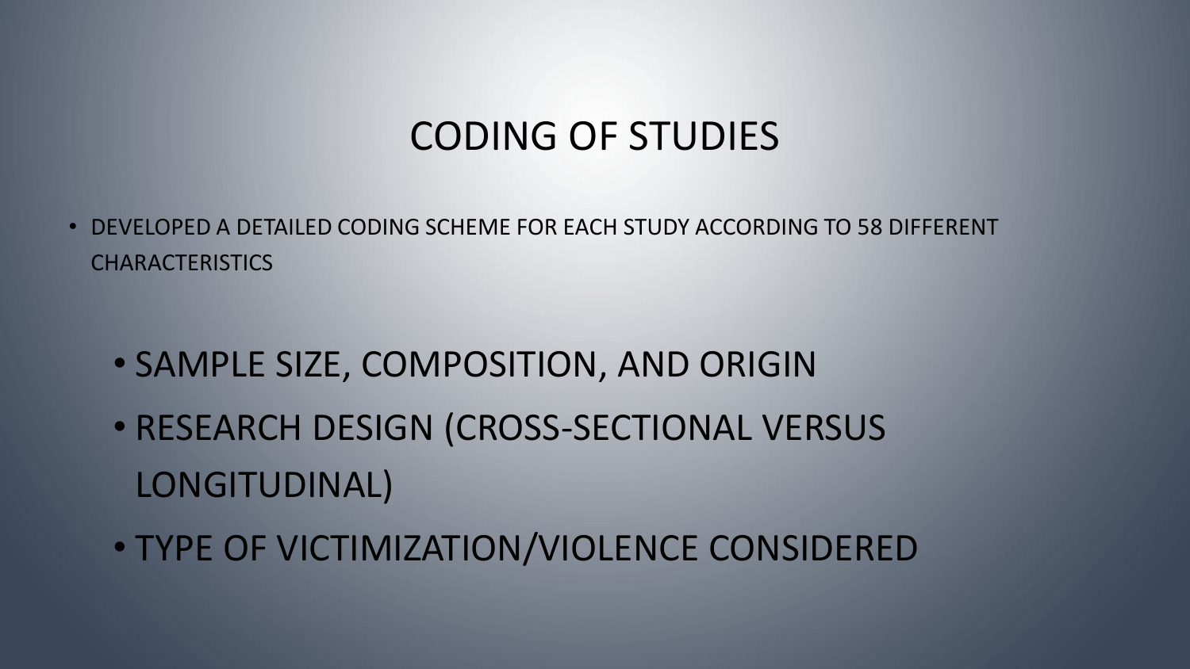# CODING OF STUDIES

- DEVELOPED A DETAILED CODING SCHEME FOR EACH STUDY ACCORDING TO 58 DIFFERENT CHARACTERISTICS
  - SAMPLE SIZE, COMPOSITION, AND ORIGIN
  - RESEARCH DESIGN (CROSS-SECTIONAL VERSUS LONGITUDINAL)
  - TYPE OF VICTIMIZATION/VIOLENCE CONSIDERED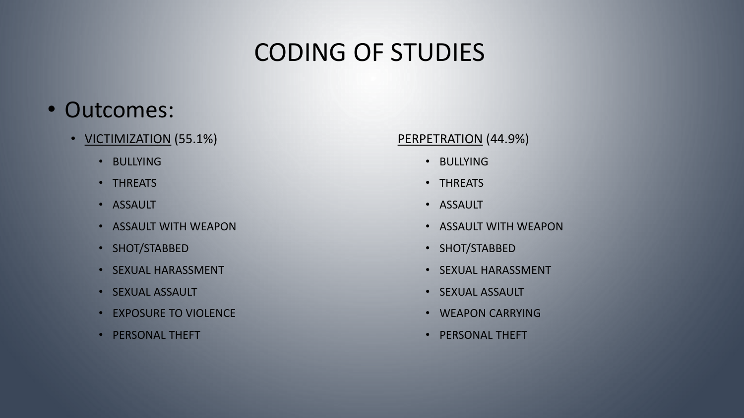# CODING OF STUDIES

- Outcomes:
  - VICTIMIZATION (55.1%)
    - BULLYING
    - THREATS
    - ASSAULT
    - ASSAULT WITH WEAPON
    - SHOT/STABBED
    - SEXUAL HARASSMENT
    - SEXUAL ASSAULT
    - EXPOSURE TO VIOLENCE
    - PERSONAL THEFT
  - PERPETRATION (44.9%)
    - BULLYING
    - THREATS
    - ASSAULT
    - ASSAULT WITH WEAPON
    - SHOT/STABBED
    - SEXUAL HARASSMENT
    - SEXUAL ASSAULT
    - WEAPON CARRYING
    - PERSONAL THEFT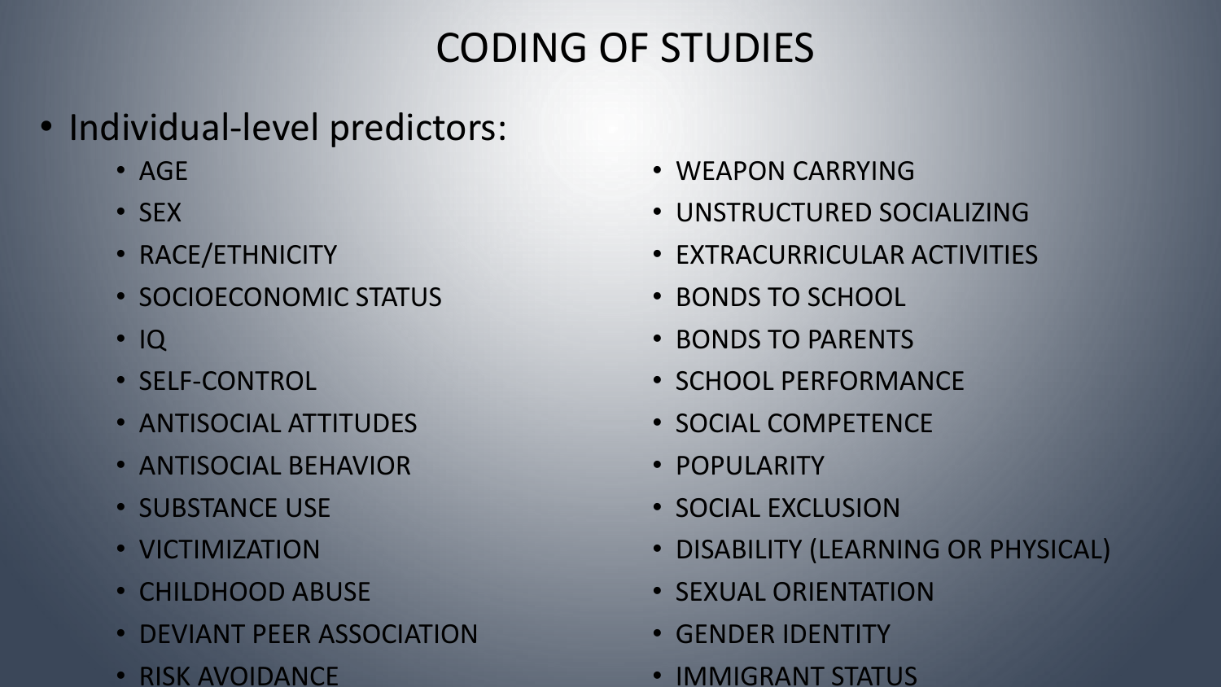# CODING OF STUDIES

- Individual-level predictors:
  - AGE
  - SEX
  - RACE/ETHNICITY
  - SOCIOECONOMIC STATUS
  - IQ
  - SELF-CONTROL
  - ANTISOCIAL ATTITUDES
  - ANTISOCIAL BEHAVIOR
  - SUBSTANCE USE
  - VICTIMIZATION
  - CHILDHOOD ABUSE
  - DEVIANT PEER ASSOCIATION
  - RISK AVOIDANCE
  - WEAPON CARRYING
  - UNSTRUCTURED SOCIALIZING
  - EXTRACURRICULAR ACTIVITIES
  - BONDS TO SCHOOL
  - BONDS TO PARENTS
  - SCHOOL PERFORMANCE
  - SOCIAL COMPETENCE
  - POPULARITY
  - SOCIAL EXCLUSION
  - DISABILITY (LEARNING OR PHYSICAL)
  - SEXUAL ORIENTATION
  - GENDER IDENTITY
  - IMMIGRANT STATUS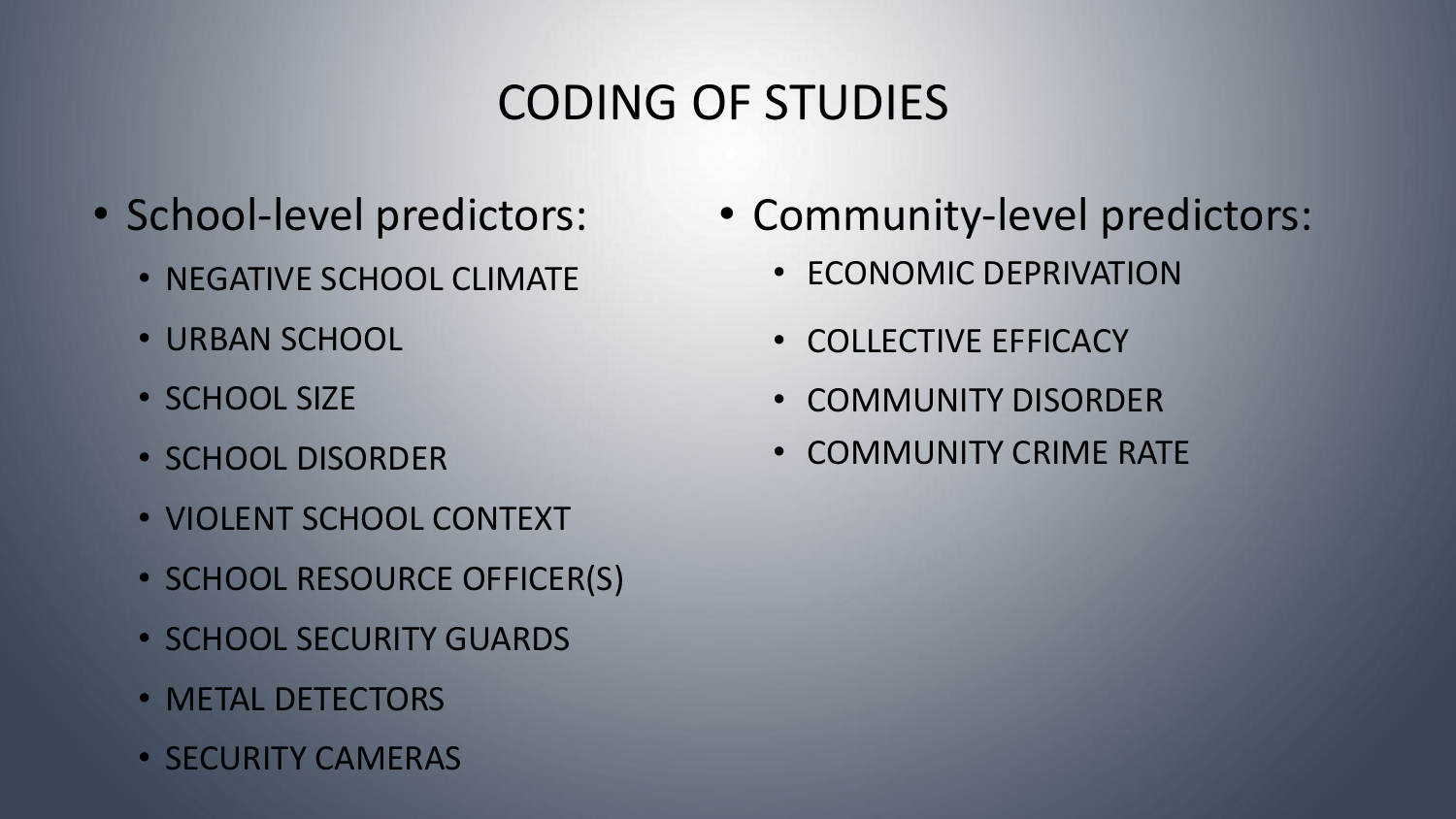# CODING OF STUDIES

- School-level predictors:
  - NEGATIVE SCHOOL CLIMATE
  - URBAN SCHOOL
  - SCHOOL SIZE
  - SCHOOL DISORDER
  - VIOLENT SCHOOL CONTEXT
  - SCHOOL RESOURCE OFFICER(S)
  - SCHOOL SECURITY GUARDS
  - METAL DETECTORS
  - SECURITY CAMERAS
- Community-level predictors:
  - ECONOMIC DEPRIVATION
  - COLLECTIVE EFFICACY
  - COMMUNITY DISORDER
  - COMMUNITY CRIME RATE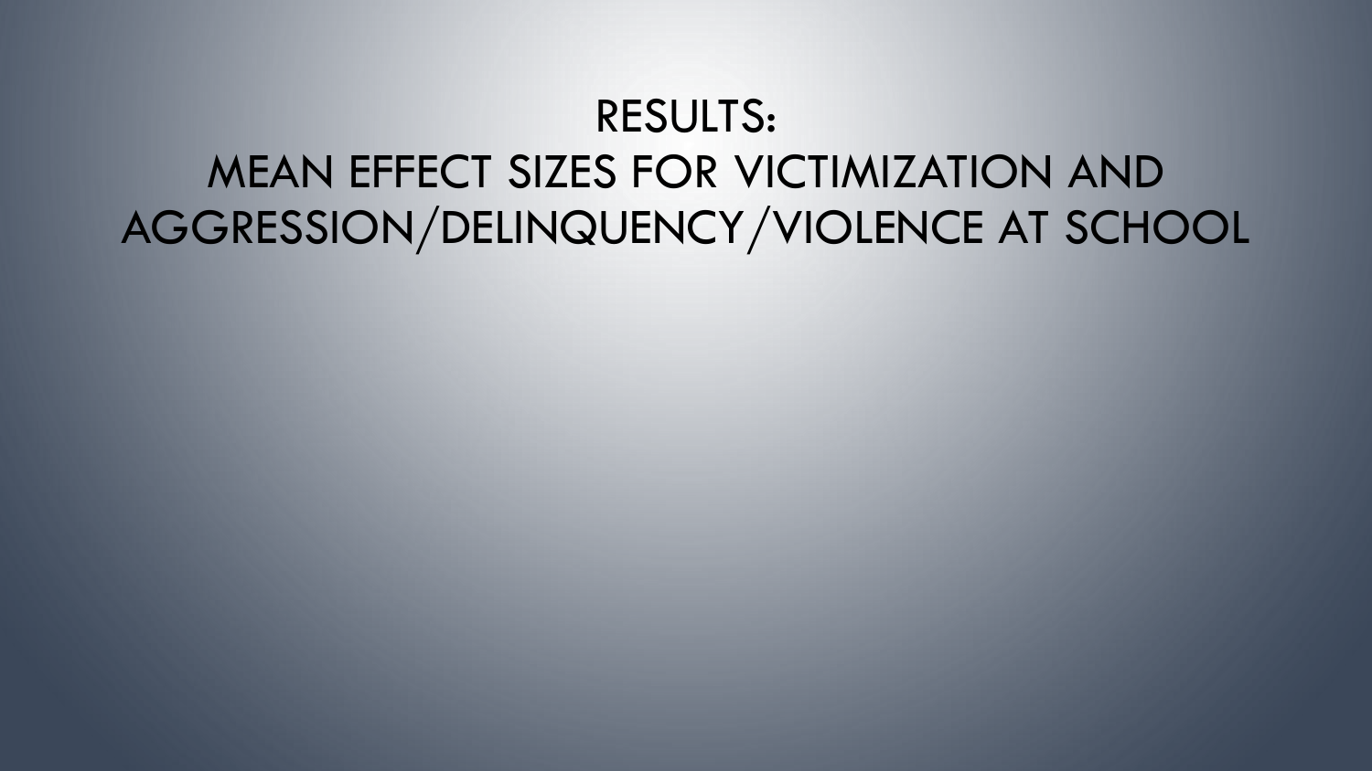# RESULTS:
# MEAN EFFECT SIZES FOR VICTIMIZATION AND AGGRESSION/DELINQUENCY/VIOLENCE AT SCHOOL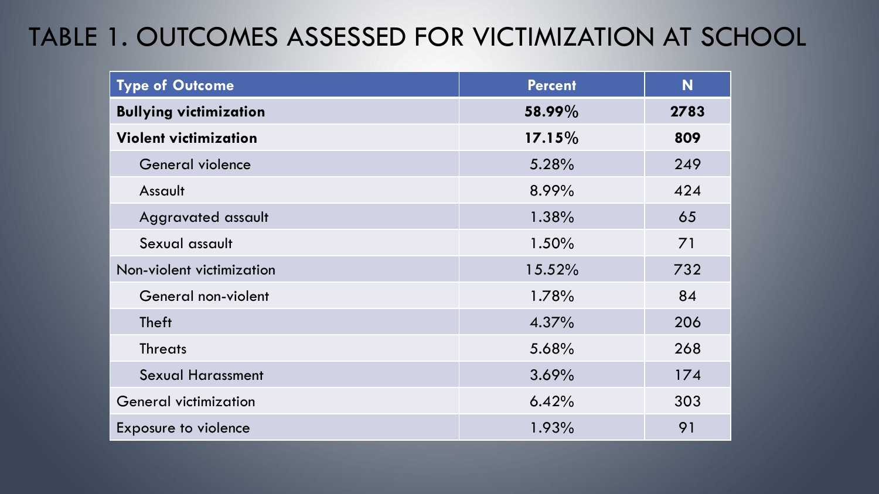# TABLE 1. OUTCOMES ASSESSED FOR VICTIMIZATION AT SCHOOL

| Type of Outcome | Percent | N |
|---|---|---|
| **Bullying victimization** | **58.99%** | **2783** |
| **Violent victimization** | **17.15%** | **809** |
| General violence | 5.28% | 249 |
| Assault | 8.99% | 424 |
| Aggravated assault | 1.38% | 65 |
| Sexual assault | 1.50% | 71 |
| Non-violent victimization | 15.52% | 732 |
| General non-violent | 1.78% | 84 |
| Theft | 4.37% | 206 |
| Threats | 5.68% | 268 |
| Sexual Harassment | 3.69% | 174 |
| General victimization | 6.42% | 303 |
| Exposure to violence | 1.93% | 91 |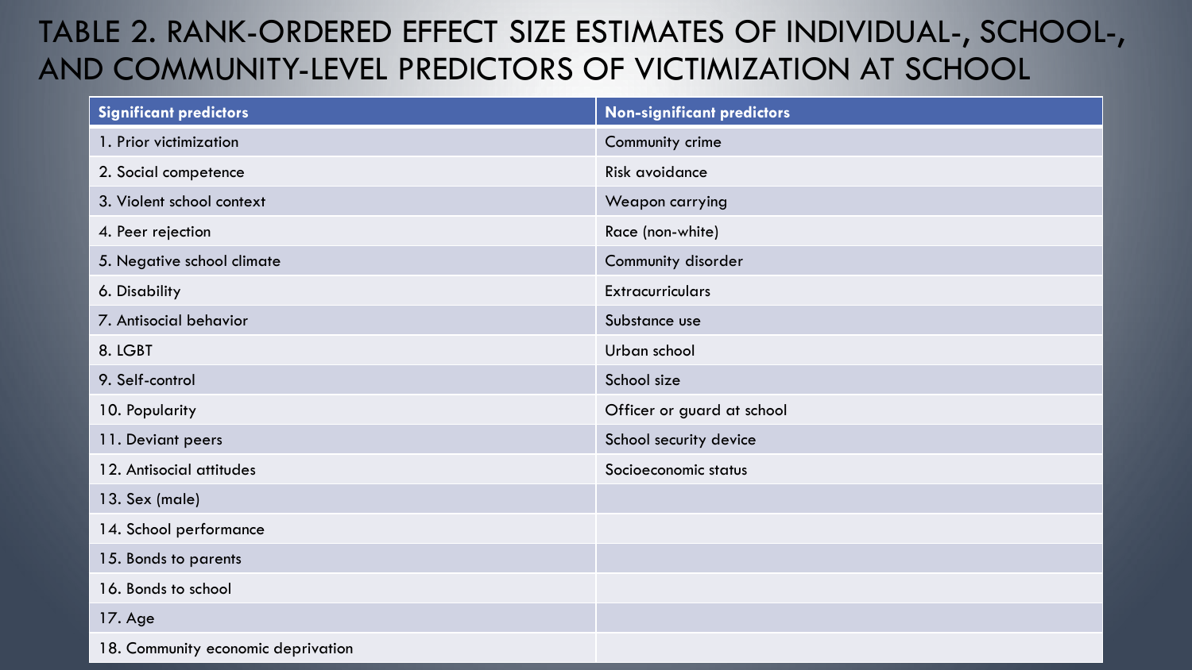# TABLE 2. RANK-ORDERED EFFECT SIZE ESTIMATES OF INDIVIDUAL-, SCHOOL-, AND COMMUNITY-LEVEL PREDICTORS OF VICTIMIZATION AT SCHOOL

| Significant predictors | Non-significant predictors |
|---|---|
| 1. Prior victimization | Community crime |
| 2. Social competence | Risk avoidance |
| 3. Violent school context | Weapon carrying |
| 4. Peer rejection | Race (non-white) |
| 5. Negative school climate | Community disorder |
| 6. Disability | Extracurriculars |
| 7. Antisocial behavior | Substance use |
| 8. LGBT | Urban school |
| 9. Self-control | School size |
| 10. Popularity | Officer or guard at school |
| 11. Deviant peers | School security device |
| 12. Antisocial attitudes | Socioeconomic status |
| 13. Sex (male) | |
| 14. School performance | |
| 15. Bonds to parents | |
| 16. Bonds to school | |
| 17. Age | |
| 18. Community economic deprivation | |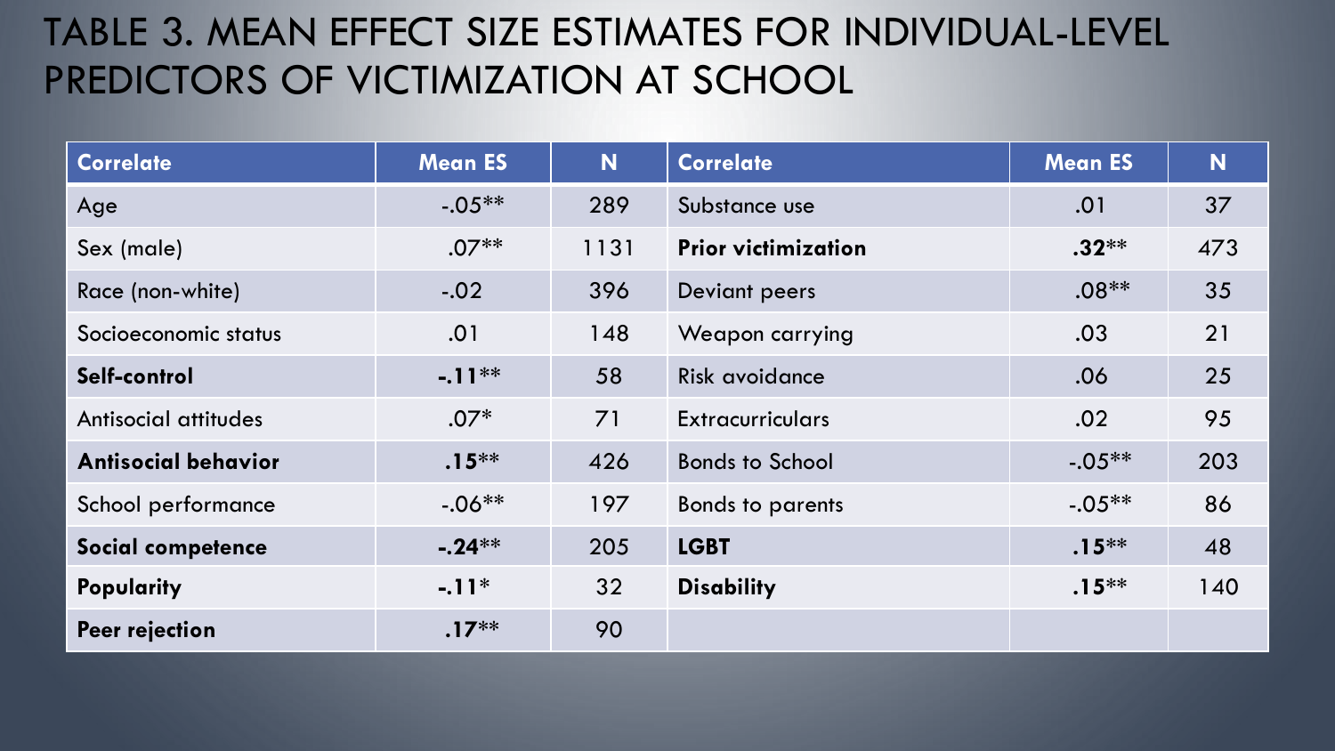# TABLE 3. MEAN EFFECT SIZE ESTIMATES FOR INDIVIDUAL-LEVEL PREDICTORS OF VICTIMIZATION AT SCHOOL

| Correlate | Mean ES | N | Correlate | Mean ES | N |
|---|---|---|---|---|---|
| Age | -.05** | 289 | Substance use | .01 | 37 |
| Sex (male) | .07** | 1131 | **Prior victimization** | **.32**** | 473 |
| Race (non-white) | -.02 | 396 | Deviant peers | .08** | 35 |
| Socioeconomic status | .01 | 148 | Weapon carrying | .03 | 21 |
| **Self-control** | **-.11**** | 58 | Risk avoidance | .06 | 25 |
| Antisocial attitudes | .07* | 71 | Extracurriculars | .02 | 95 |
| **Antisocial behavior** | **.15**** | 426 | Bonds to School | -.05** | 203 |
| School performance | -.06** | 197 | Bonds to parents | -.05** | 86 |
| **Social competence** | **-.24**** | 205 | **LGBT** | **.15**** | 48 |
| **Popularity** | **-.11*** | 32 | **Disability** | **.15**** | 140 |
| **Peer rejection** | **.17**** | 90 | | | |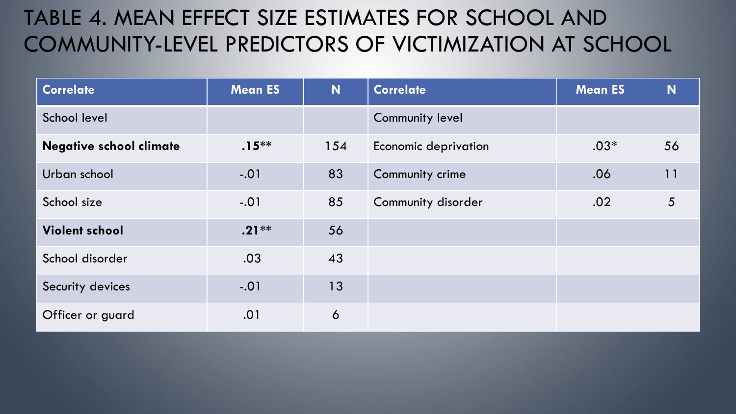# TABLE 4. MEAN EFFECT SIZE ESTIMATES FOR SCHOOL AND COMMUNITY-LEVEL PREDICTORS OF VICTIMIZATION AT SCHOOL

| Correlate | Mean ES | N | Correlate | Mean ES | N |
|---|---|---|---|---|---|
| School level | | | Community level | | |
| **Negative school climate** | **.15****| 154 | Economic deprivation | .03* | 56 |
| Urban school | -.01 | 83 | Community crime | .06 | 11 |
| School size | -.01 | 85 | Community disorder | .02 | 5 |
| **Violent school** | **.21**** | 56 | | | |
| School disorder | .03 | 43 | | | |
| Security devices | -.01 | 13 | | | |
| Officer or guard | .01 | 6 | | | |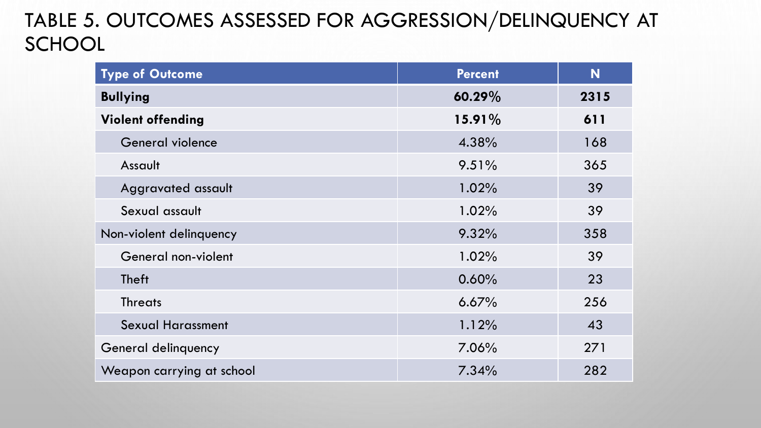# TABLE 5. OUTCOMES ASSESSED FOR AGGRESSION/DELINQUENCY AT SCHOOL

| Type of Outcome | Percent | N |
|---|---|---|
| **Bullying** | **60.29%** | **2315** |
| **Violent offending** | **15.91%** | **611** |
| General violence | 4.38% | 168 |
| Assault | 9.51% | 365 |
| Aggravated assault | 1.02% | 39 |
| Sexual assault | 1.02% | 39 |
| Non-violent delinquency | 9.32% | 358 |
| General non-violent | 1.02% | 39 |
| Theft | 0.60% | 23 |
| Threats | 6.67% | 256 |
| Sexual Harassment | 1.12% | 43 |
| General delinquency | 7.06% | 271 |
| Weapon carrying at school | 7.34% | 282 |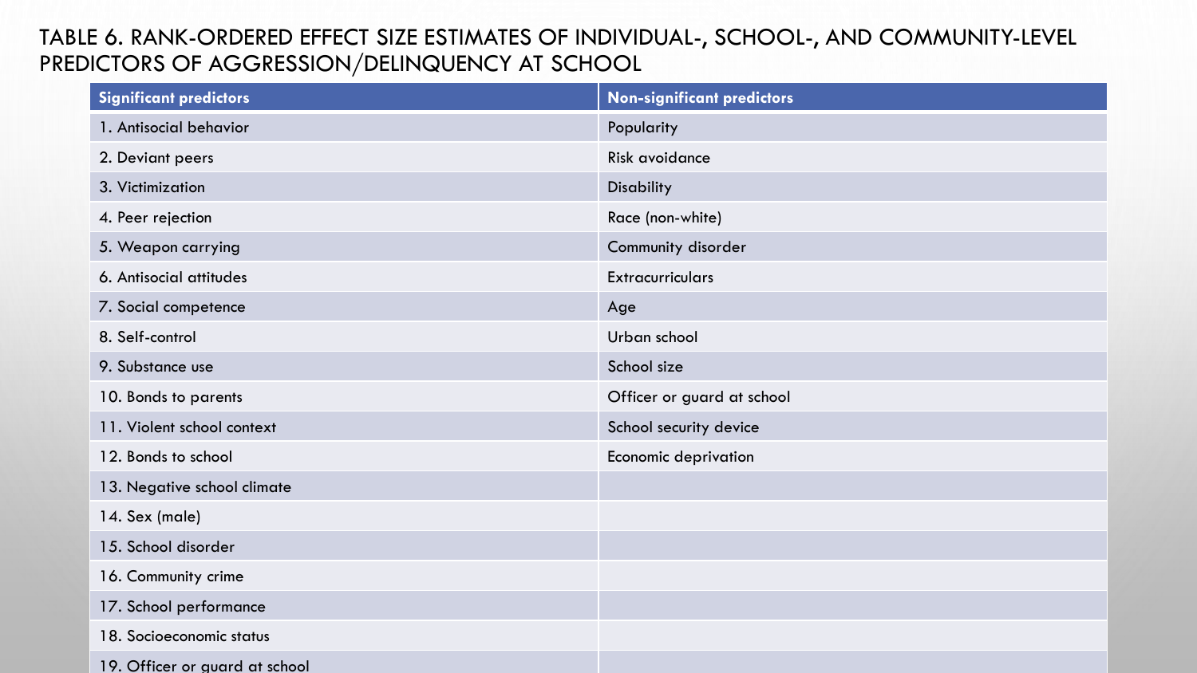# TABLE 6. RANK-ORDERED EFFECT SIZE ESTIMATES OF INDIVIDUAL-, SCHOOL-, AND COMMUNITY-LEVEL PREDICTORS OF AGGRESSION/DELINQUENCY AT SCHOOL

| Significant predictors | Non-significant predictors |
|---|---|
| 1. Antisocial behavior | Popularity |
| 2. Deviant peers | Risk avoidance |
| 3. Victimization | Disability |
| 4. Peer rejection | Race (non-white) |
| 5. Weapon carrying | Community disorder |
| 6. Antisocial attitudes | Extracurriculars |
| 7. Social competence | Age |
| 8. Self-control | Urban school |
| 9. Substance use | School size |
| 10. Bonds to parents | Officer or guard at school |
| 11. Violent school context | School security device |
| 12. Bonds to school | Economic deprivation |
| 13. Negative school climate | |
| 14. Sex (male) | |
| 15. School disorder | |
| 16. Community crime | |
| 17. School performance | |
| 18. Socioeconomic status | |
| 19. Officer or guard at school | |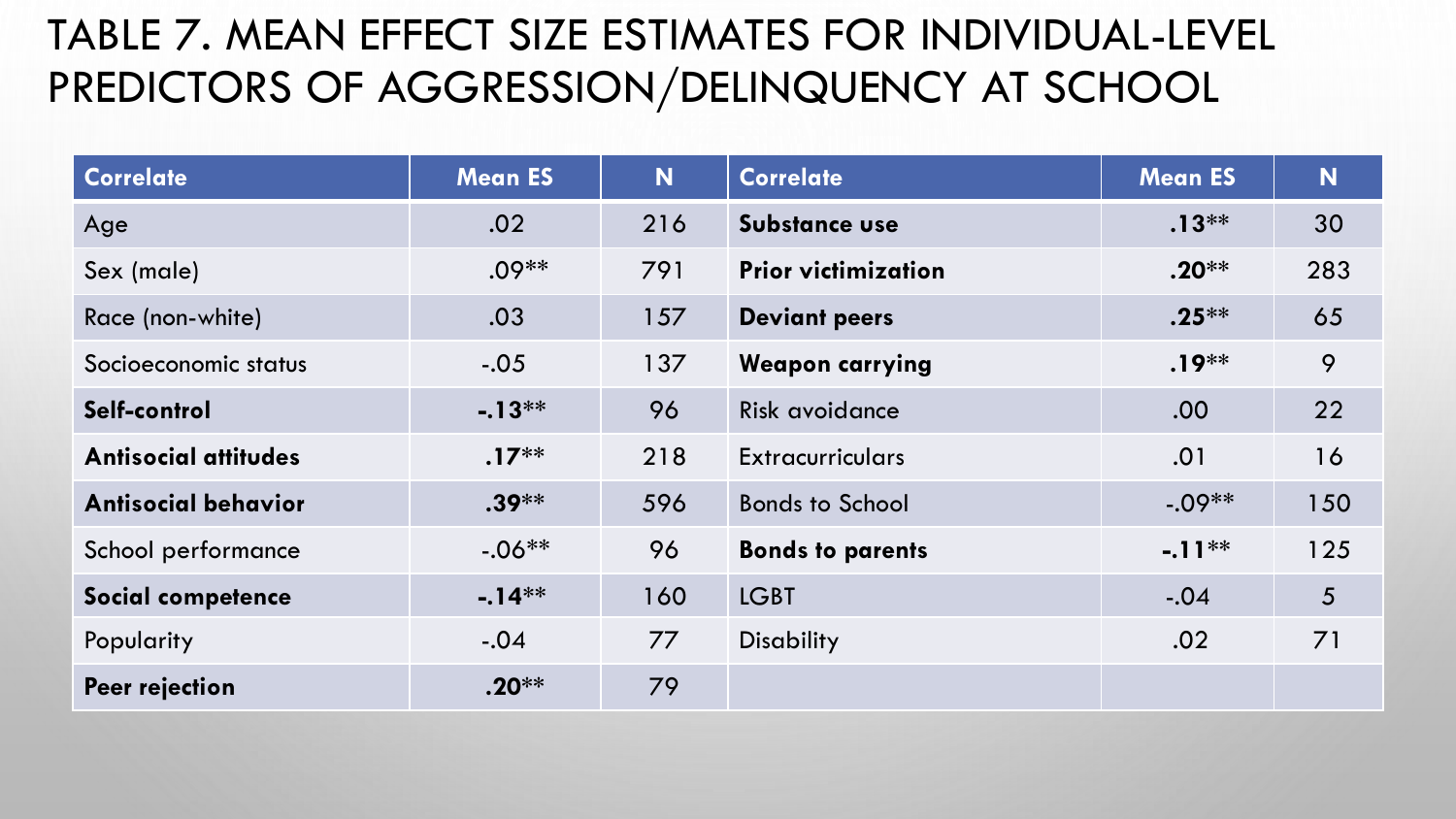# TABLE 7. MEAN EFFECT SIZE ESTIMATES FOR INDIVIDUAL-LEVEL PREDICTORS OF AGGRESSION/DELINQUENCY AT SCHOOL

| Correlate | Mean ES | N | Correlate | Mean ES | N |
|---|---|---|---|---|---|
| Age | .02 | 216 | **Substance use** | **.13****| 30 |
| Sex (male) | .09** | 791 | **Prior victimization** | **.20**** | 283 |
| Race (non-white) | .03 | 157 | **Deviant peers** | **.25**** | 65 |
| Socioeconomic status | -.05 | 137 | **Weapon carrying** | **.19**** | 9 |
| **Self-control** | **-.13**** | 96 | Risk avoidance | .00 | 22 |
| **Antisocial attitudes** | **.17**** | 218 | Extracurriculars | .01 | 16 |
| **Antisocial behavior** | **.39**** | 596 | Bonds to School | -.09** | 150 |
| School performance | -.06** | 96 | **Bonds to parents** | **-.11**** | 125 |
| **Social competence** | **-.14**** | 160 | LGBT | -.04 | 5 |
| Popularity | -.04 | 77 | Disability | .02 | 71 |
| **Peer rejection** | **.20**** | 79 | | | |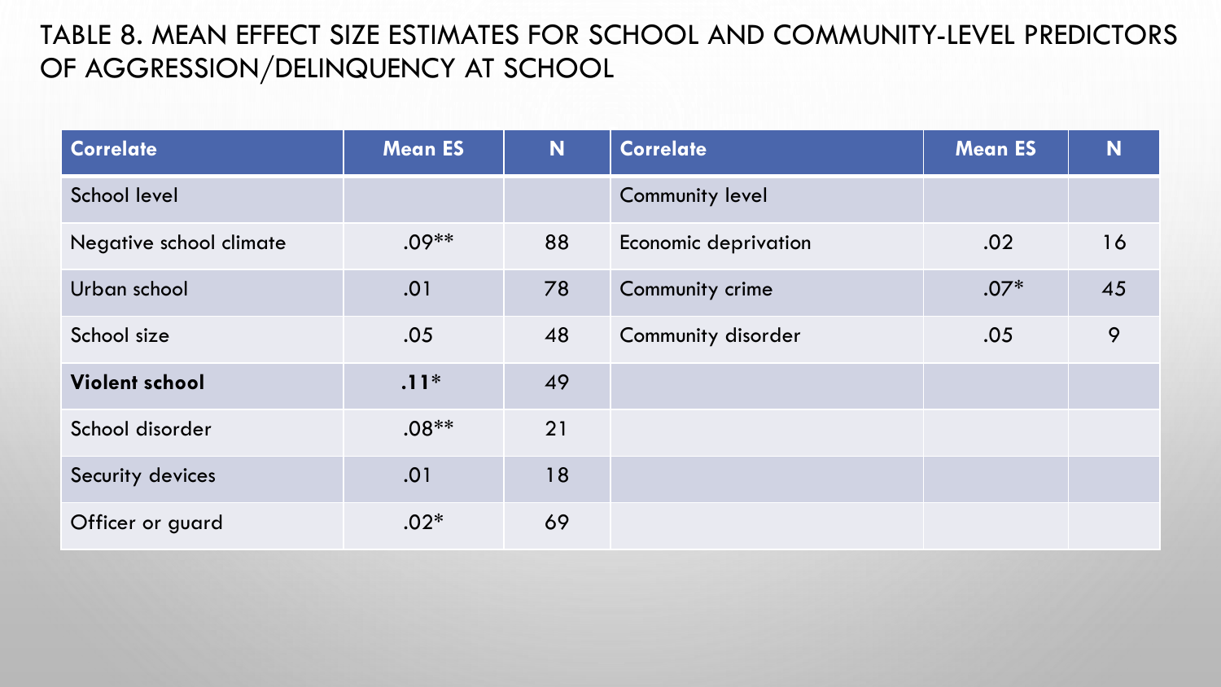# TABLE 8. MEAN EFFECT SIZE ESTIMATES FOR SCHOOL AND COMMUNITY-LEVEL PREDICTORS OF AGGRESSION/DELINQUENCY AT SCHOOL

| Correlate | Mean ES | N | Correlate | Mean ES | N |
|---|---|---|---|---|---|
| School level | | | Community level | | |
| Negative school climate | .09** | 88 | Economic deprivation | .02 | 16 |
| Urban school | .01 | 78 | Community crime | .07* | 45 |
| School size | .05 | 48 | Community disorder | .05 | 9 |
| **Violent school** | **.11*** | 49 | | | |
| School disorder | .08** | 21 | | | |
| Security devices | .01 | 18 | | | |
| Officer or guard | .02* | 69 | | | |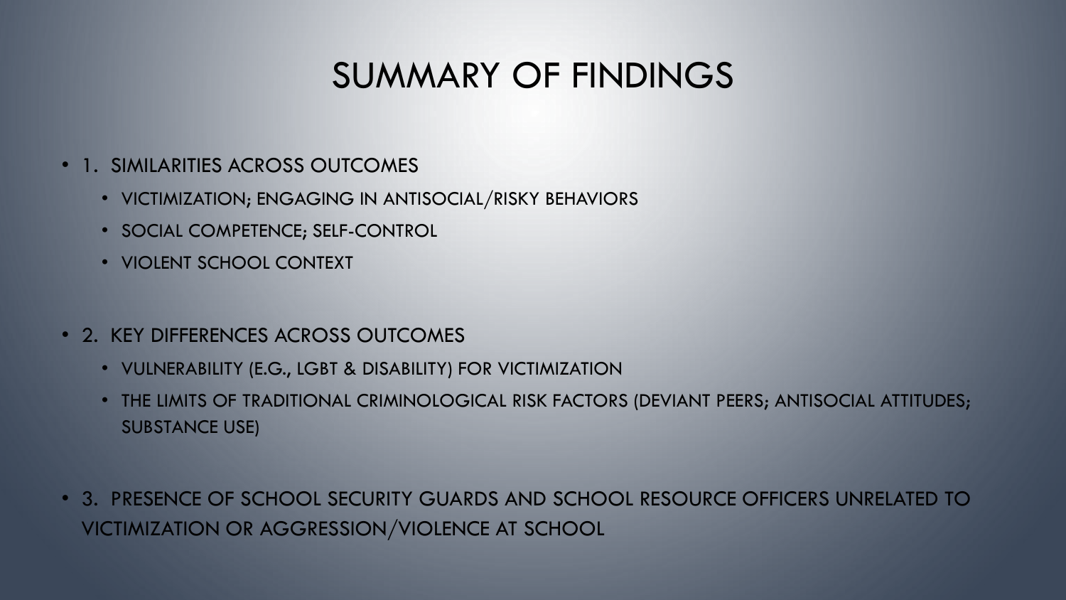# SUMMARY OF FINDINGS

- 1. SIMILARITIES ACROSS OUTCOMES
  - VICTIMIZATION; ENGAGING IN ANTISOCIAL/RISKY BEHAVIORS
  - SOCIAL COMPETENCE; SELF-CONTROL
  - VIOLENT SCHOOL CONTEXT

- 2. KEY DIFFERENCES ACROSS OUTCOMES
  - VULNERABILITY (E.G., LGBT & DISABILITY) FOR VICTIMIZATION
  - THE LIMITS OF TRADITIONAL CRIMINOLOGICAL RISK FACTORS (DEVIANT PEERS; ANTISOCIAL ATTITUDES; SUBSTANCE USE)

- 3. PRESENCE OF SCHOOL SECURITY GUARDS AND SCHOOL RESOURCE OFFICERS UNRELATED TO VICTIMIZATION OR AGGRESSION/VIOLENCE AT SCHOOL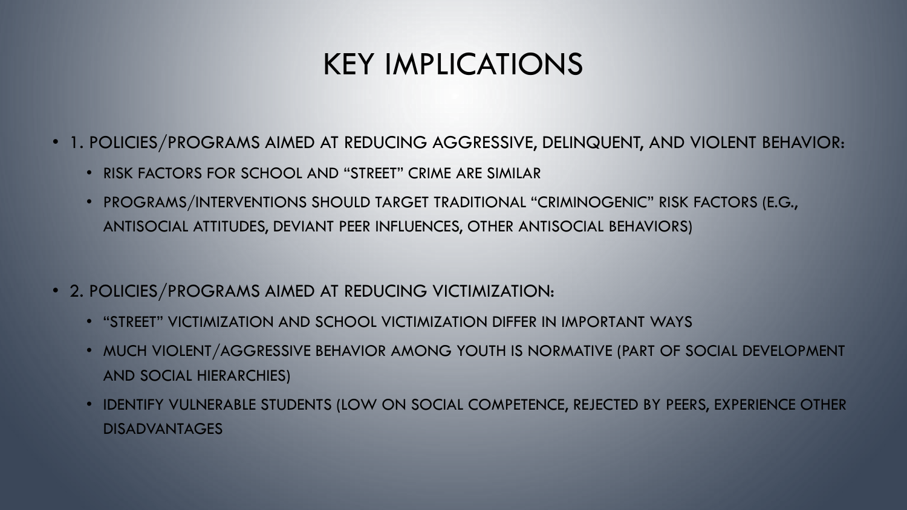# KEY IMPLICATIONS

- 1. POLICIES/PROGRAMS AIMED AT REDUCING AGGRESSIVE, DELINQUENT, AND VIOLENT BEHAVIOR:
  - RISK FACTORS FOR SCHOOL AND "STREET" CRIME ARE SIMILAR
  - PROGRAMS/INTERVENTIONS SHOULD TARGET TRADITIONAL "CRIMINOGENIC" RISK FACTORS (E.G., ANTISOCIAL ATTITUDES, DEVIANT PEER INFLUENCES, OTHER ANTISOCIAL BEHAVIORS)

- 2. POLICIES/PROGRAMS AIMED AT REDUCING VICTIMIZATION:
  - "STREET" VICTIMIZATION AND SCHOOL VICTIMIZATION DIFFER IN IMPORTANT WAYS
  - MUCH VIOLENT/AGGRESSIVE BEHAVIOR AMONG YOUTH IS NORMATIVE (PART OF SOCIAL DEVELOPMENT AND SOCIAL HIERARCHIES)
  - IDENTIFY VULNERABLE STUDENTS (LOW ON SOCIAL COMPETENCE, REJECTED BY PEERS, EXPERIENCE OTHER DISADVANTAGES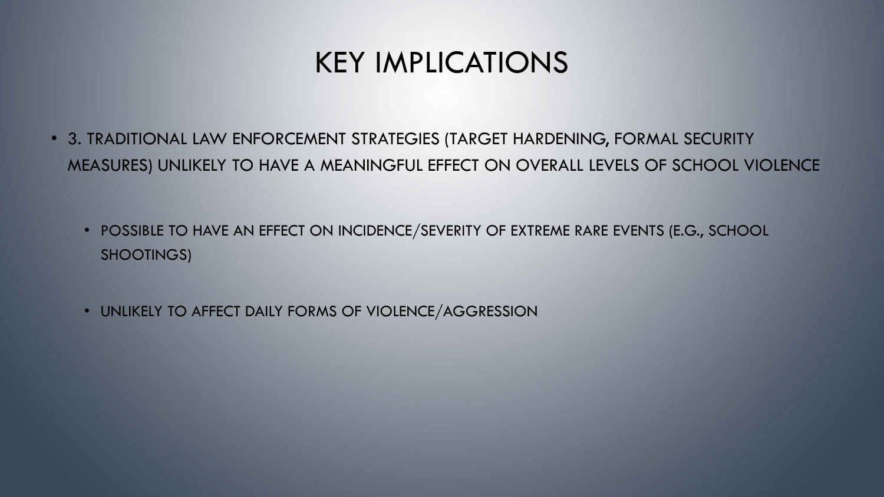# KEY IMPLICATIONS

- 3. TRADITIONAL LAW ENFORCEMENT STRATEGIES (TARGET HARDENING, FORMAL SECURITY MEASURES) UNLIKELY TO HAVE A MEANINGFUL EFFECT ON OVERALL LEVELS OF SCHOOL VIOLENCE
  - POSSIBLE TO HAVE AN EFFECT ON INCIDENCE/SEVERITY OF EXTREME RARE EVENTS (E.G., SCHOOL SHOOTINGS)
  - UNLIKELY TO AFFECT DAILY FORMS OF VIOLENCE/AGGRESSION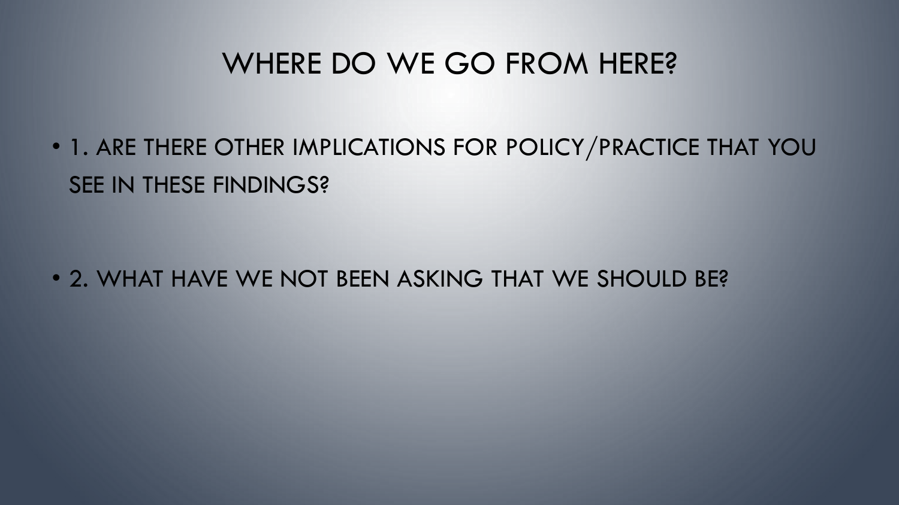# WHERE DO WE GO FROM HERE?

- 1. ARE THERE OTHER IMPLICATIONS FOR POLICY/PRACTICE THAT YOU SEE IN THESE FINDINGS?
- 2. WHAT HAVE WE NOT BEEN ASKING THAT WE SHOULD BE?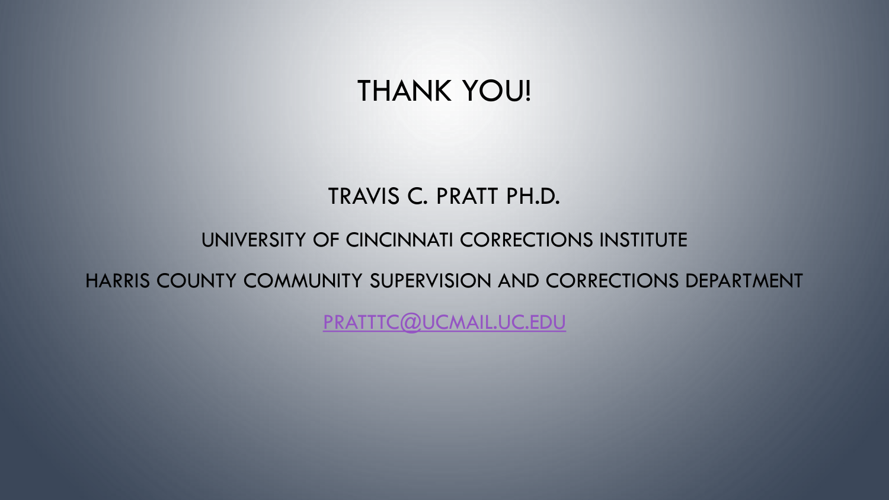# THANK YOU!

TRAVIS C. PRATT PH.D.

UNIVERSITY OF CINCINNATI CORRECTIONS INSTITUTE

HARRIS COUNTY COMMUNITY SUPERVISION AND CORRECTIONS DEPARTMENT

PRATTTC@UCMAIL.UC.EDU